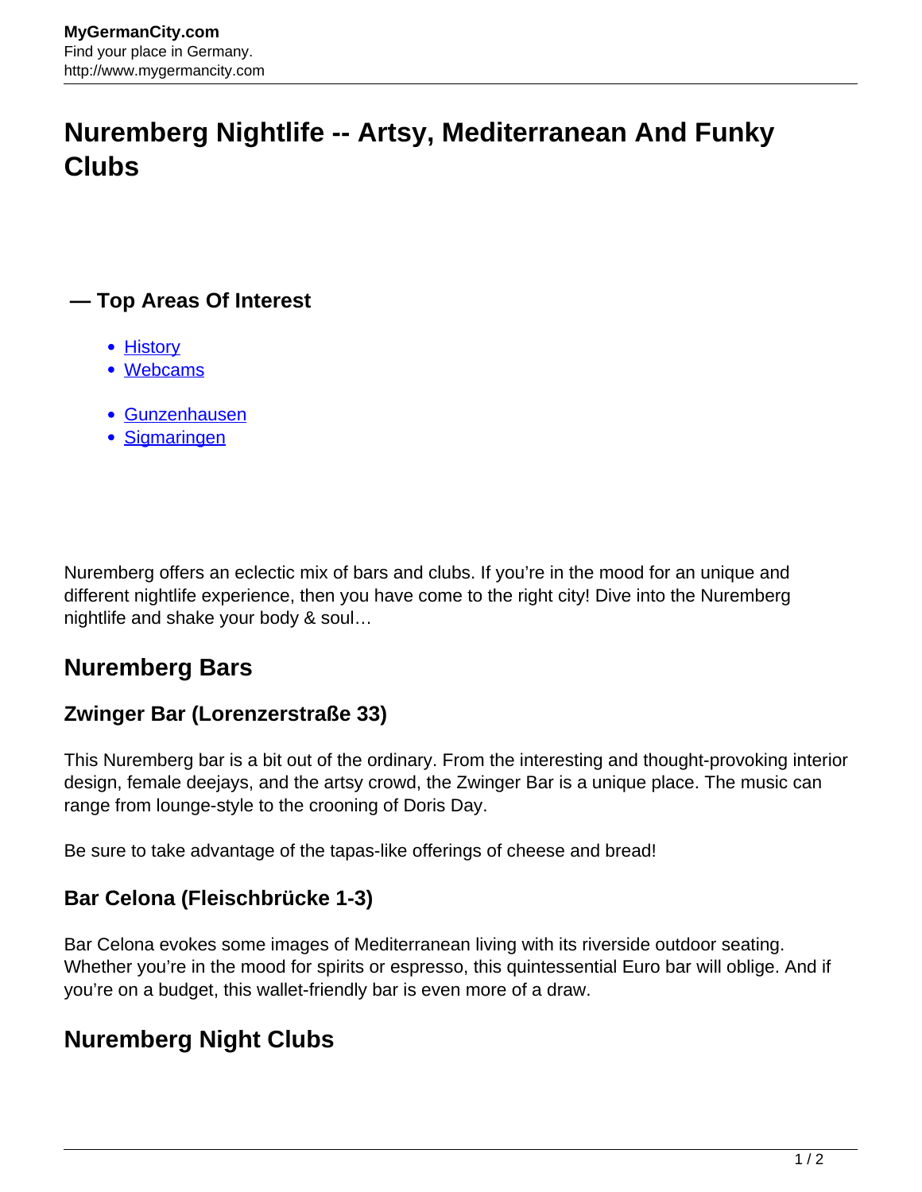# Nuremberg Nightlife -- Artsy, Mediterranean And Funky Clubs

### — Top Areas Of Interest

- History
- Webcams

- Gunzenhausen
- Sigmaringen

Nuremberg offers an eclectic mix of bars and clubs. If you're in the mood for an unique and different nightlife experience, then you have come to the right city! Dive into the Nuremberg nightlife and shake your body & soul…

## Nuremberg Bars

### Zwinger Bar (Lorenzerstraße 33)

This Nuremberg bar is a bit out of the ordinary. From the interesting and thought-provoking interior design, female deejays, and the artsy crowd, the Zwinger Bar is a unique place. The music can range from lounge-style to the crooning of Doris Day.

Be sure to take advantage of the tapas-like offerings of cheese and bread!

### Bar Celona (Fleischbrücke 1-3)

Bar Celona evokes some images of Mediterranean living with its riverside outdoor seating. Whether you're in the mood for spirits or espresso, this quintessential Euro bar will oblige. And if you're on a budget, this wallet-friendly bar is even more of a draw.

## Nuremberg Night Clubs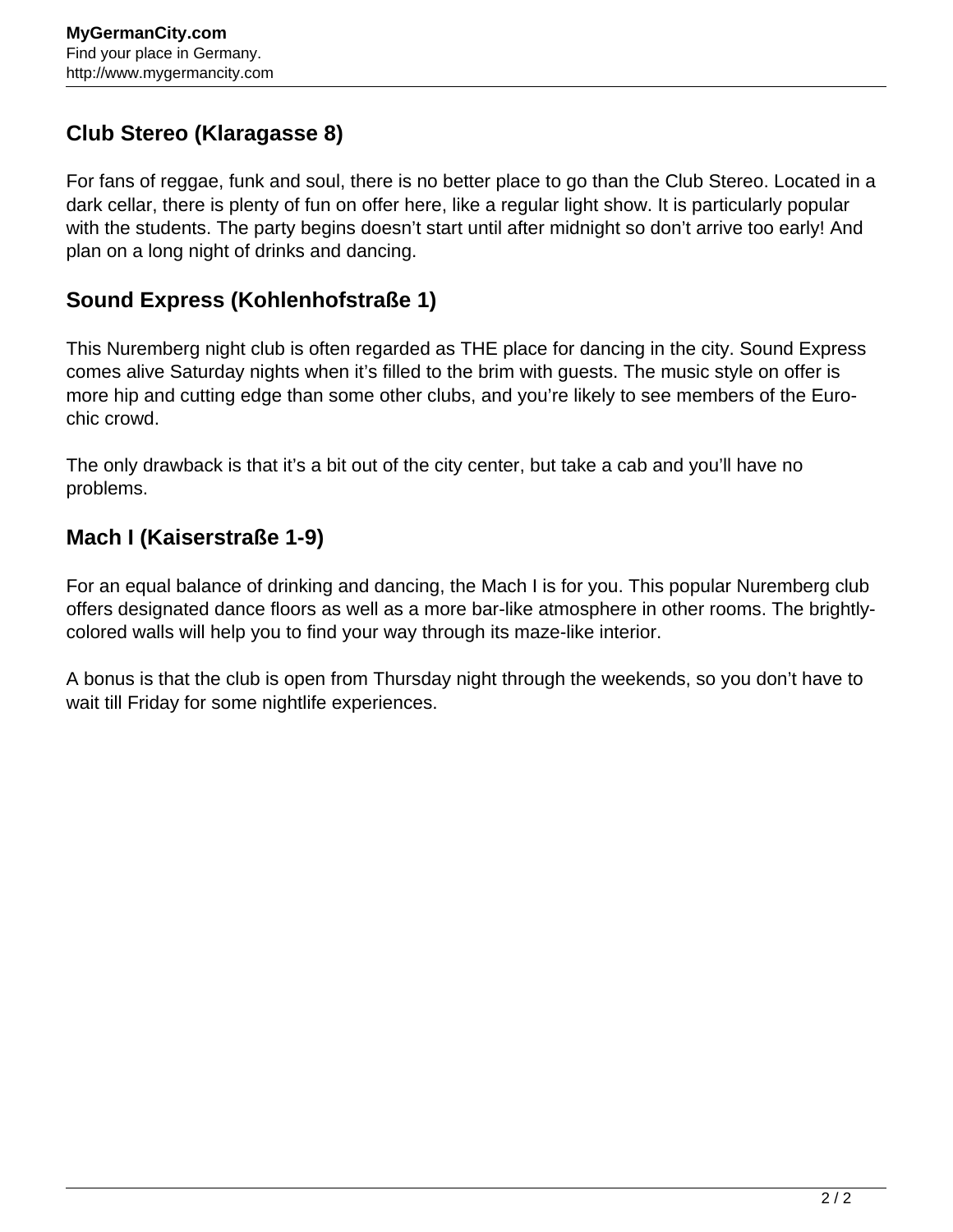## Club Stereo (Klaragasse 8)

For fans of reggae, funk and soul, there is no better place to go than the Club Stereo. Located in a dark cellar, there is plenty of fun on offer here, like a regular light show. It is particularly popular with the students. The party begins doesn't start until after midnight so don't arrive too early! And plan on a long night of drinks and dancing.

## Sound Express (Kohlenhofstraße 1)

This Nuremberg night club is often regarded as THE place for dancing in the city. Sound Express comes alive Saturday nights when it's filled to the brim with guests. The music style on offer is more hip and cutting edge than some other clubs, and you're likely to see members of the Euro-chic crowd.

The only drawback is that it's a bit out of the city center, but take a cab and you'll have no problems.

## Mach I (Kaiserstraße 1-9)

For an equal balance of drinking and dancing, the Mach I is for you. This popular Nuremberg club offers designated dance floors as well as a more bar-like atmosphere in other rooms. The brightly-colored walls will help you to find your way through its maze-like interior.

A bonus is that the club is open from Thursday night through the weekends, so you don't have to wait till Friday for some nightlife experiences.